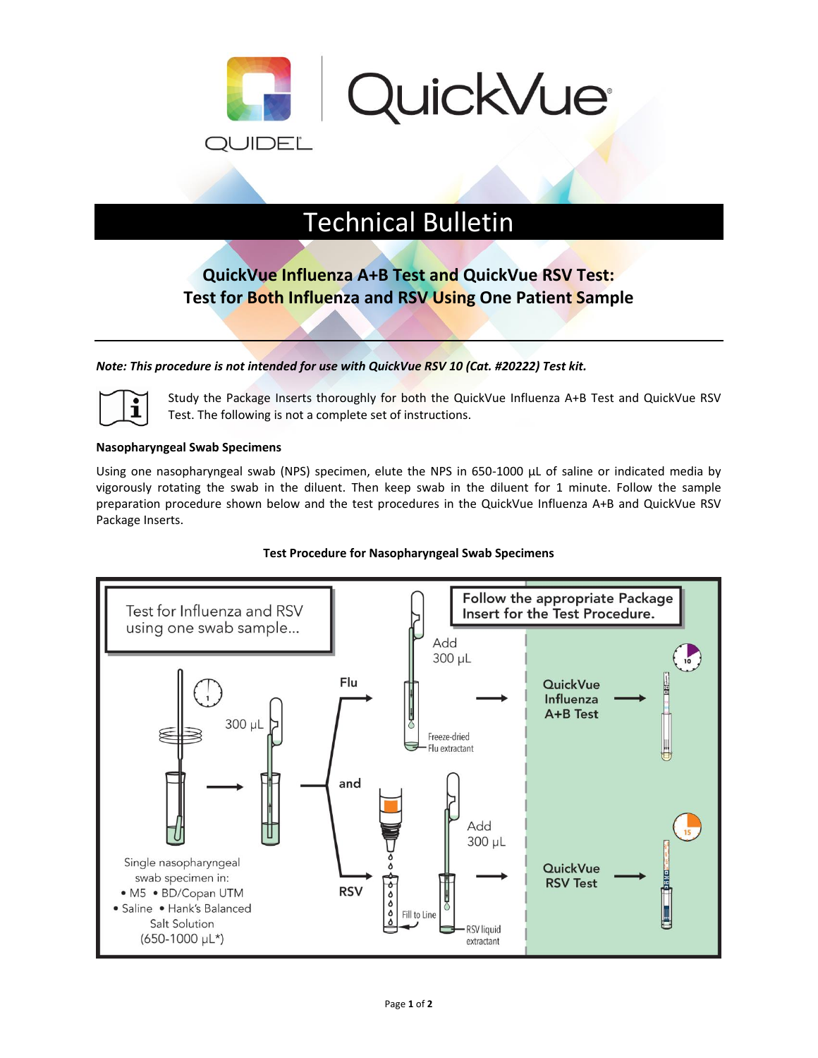QuickVue

QUIDEL

# Technical Bulletin

## QuickVue Influenza A+B Test and QuickVue RSV Test: Test for Both Influenza and RSV Using One Patient Sample

***Note: This procedure is not intended for use with QuickVue RSV 10 (Cat. #20222) Test kit.***

Study the Package Inserts thoroughly for both the QuickVue Influenza A+B Test and QuickVue RSV Test. The following is not a complete set of instructions.

**Nasopharyngeal Swab Specimens**

Using one nasopharyngeal swab (NPS) specimen, elute the NPS in 650-1000 µL of saline or indicated media by vigorously rotating the swab in the diluent. Then keep swab in the diluent for 1 minute. Follow the sample preparation procedure shown below and the test procedures in the QuickVue Influenza A+B and QuickVue RSV Package Inserts.

**Test Procedure for Nasopharyngeal Swab Specimens**

Test for Influenza and RSV using one swab sample...

Follow the appropriate Package Insert for the Test Procedure.

Single nasopharyngeal swab specimen in:
- M5
- BD/Copan UTM
- Saline
- Hank's Balanced Salt Solution

(650-1000 µL*)

300 µL

Flu: Add 300 µL — Freeze-dried Flu extractant → QuickVue Influenza A+B Test (10)

and

RSV: Fill to Line — Add 300 µL — RSV liquid extractant → QuickVue RSV Test (15)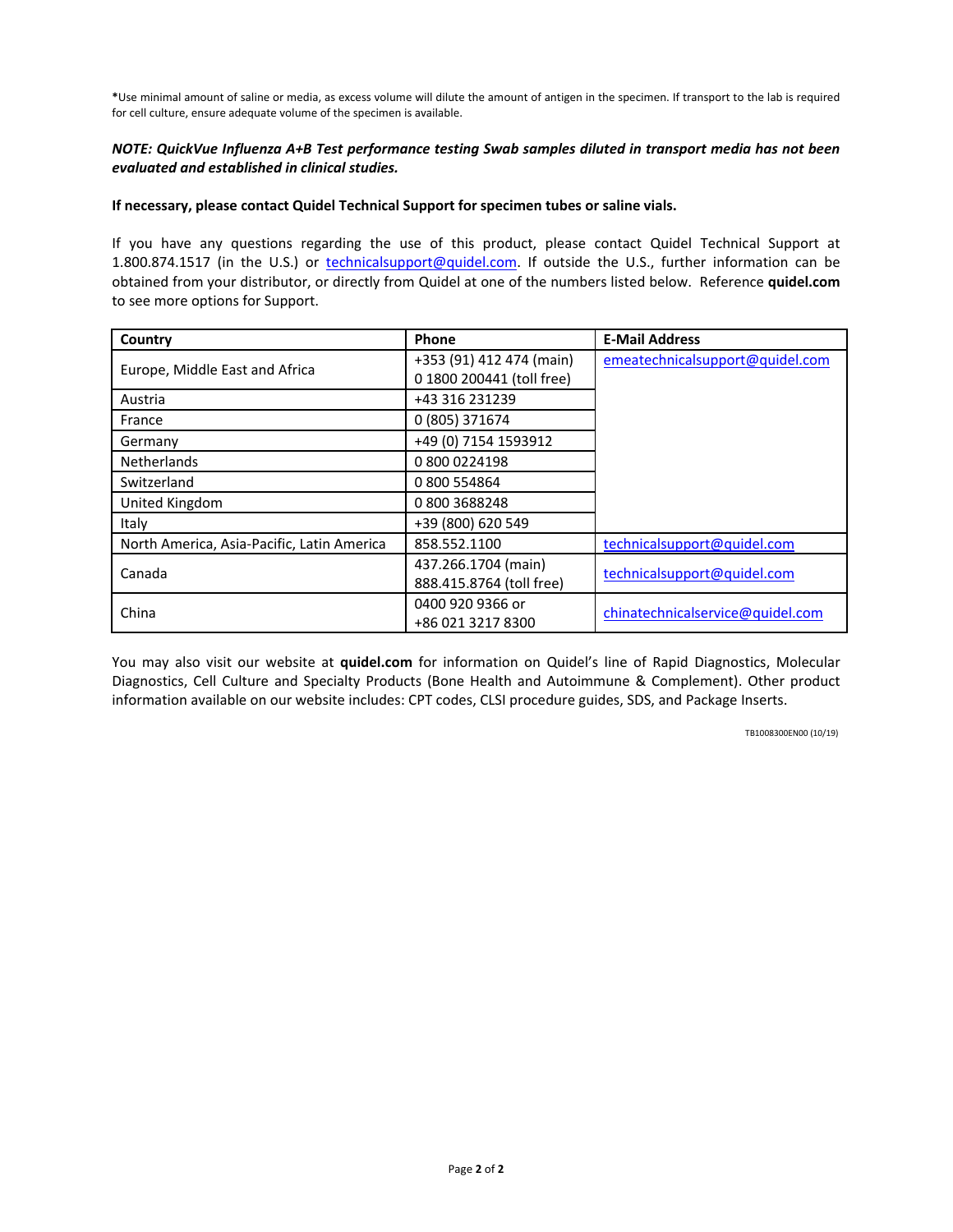*Use minimal amount of saline or media, as excess volume will dilute the amount of antigen in the specimen. If transport to the lab is required for cell culture, ensure adequate volume of the specimen is available.

***NOTE: QuickVue Influenza A+B Test performance testing Swab samples diluted in transport media has not been evaluated and established in clinical studies.***

**If necessary, please contact Quidel Technical Support for specimen tubes or saline vials.**

If you have any questions regarding the use of this product, please contact Quidel Technical Support at 1.800.874.1517 (in the U.S.) or technicalsupport@quidel.com. If outside the U.S., further information can be obtained from your distributor, or directly from Quidel at one of the numbers listed below. Reference **quidel.com** to see more options for Support.

| Country | Phone | E-Mail Address |
|---|---|---|
| Europe, Middle East and Africa | +353 (91) 412 474 (main)<br>0 1800 200441 (toll free) | emeatechnicalsupport@quidel.com |
| Austria | +43 316 231239 | |
| France | 0 (805) 371674 | |
| Germany | +49 (0) 7154 1593912 | |
| Netherlands | 0 800 0224198 | |
| Switzerland | 0 800 554864 | |
| United Kingdom | 0 800 3688248 | |
| Italy | +39 (800) 620 549 | |
| North America, Asia-Pacific, Latin America | 858.552.1100 | technicalsupport@quidel.com |
| Canada | 437.266.1704 (main)<br>888.415.8764 (toll free) | technicalsupport@quidel.com |
| China | 0400 920 9366 or<br>+86 021 3217 8300 | chinatechnicalservice@quidel.com |

You may also visit our website at **quidel.com** for information on Quidel's line of Rapid Diagnostics, Molecular Diagnostics, Cell Culture and Specialty Products (Bone Health and Autoimmune & Complement). Other product information available on our website includes: CPT codes, CLSI procedure guides, SDS, and Package Inserts.

TB1008300EN00 (10/19)